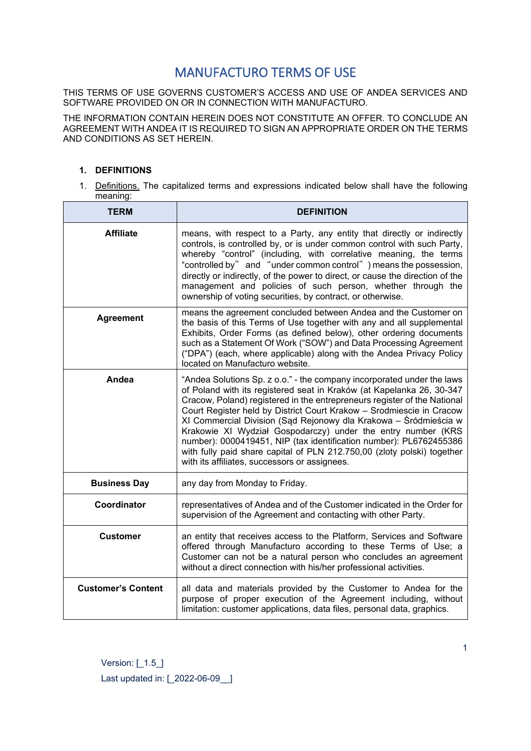# MANUFACTURO TERMS OF USE

THIS TERMS OF USE GOVERNS CUSTOMER'S ACCESS AND USE OF ANDEA SERVICES AND SOFTWARE PROVIDED ON OR IN CONNECTION WITH MANUFACTURO.

THE INFORMATION CONTAIN HEREIN DOES NOT CONSTITUTE AN OFFER. TO CONCLUDE AN AGREEMENT WITH ANDEA IT IS REQUIRED TO SIGN AN APPROPRIATE ORDER ON THE TERMS AND CONDITIONS AS SET HEREIN.

## 1. DEFINITIONS

1. Definitions. The capitalized terms and expressions indicated below shall have the following meaning:

| TERM | DEFINITION |
|---|---|
| **Affiliate** | means, with respect to a Party, any entity that directly or indirectly controls, is controlled by, or is under common control with such Party, whereby "control" (including, with correlative meaning, the terms "controlled by" and "under common control") means the possession, directly or indirectly, of the power to direct, or cause the direction of the management and policies of such person, whether through the ownership of voting securities, by contract, or otherwise. |
| **Agreement** | means the agreement concluded between Andea and the Customer on the basis of this Terms of Use together with any and all supplemental Exhibits, Order Forms (as defined below), other ordering documents such as a Statement Of Work ("SOW") and Data Processing Agreement ("DPA") (each, where applicable) along with the Andea Privacy Policy located on Manufacturo website. |
| **Andea** | "Andea Solutions Sp. z o.o." - the company incorporated under the laws of Poland with its registered seat in Kraków (at Kapelanka 26, 30-347 Cracow, Poland) registered in the entrepreneurs register of the National Court Register held by District Court Krakow – Srodmiescie in Cracow XI Commercial Division (Sąd Rejonowy dla Krakowa – Śródmieścia w Krakowie XI Wydział Gospodarczy) under the entry number (KRS number): 0000419451, NIP (tax identification number): PL6762455386 with fully paid share capital of PLN 212.750,00 (zloty polski) together with its affiliates, successors or assignees. |
| **Business Day** | any day from Monday to Friday. |
| **Coordinator** | representatives of Andea and of the Customer indicated in the Order for supervision of the Agreement and contacting with other Party. |
| **Customer** | an entity that receives access to the Platform, Services and Software offered through Manufacturo according to these Terms of Use; a Customer can not be a natural person who concludes an agreement without a direct connection with his/her professional activities. |
| **Customer's Content** | all data and materials provided by the Customer to Andea for the purpose of proper execution of the Agreement including, without limitation: customer applications, data files, personal data, graphics. |

Version: [_1.5_]

Last updated in: [_2022-06-09__]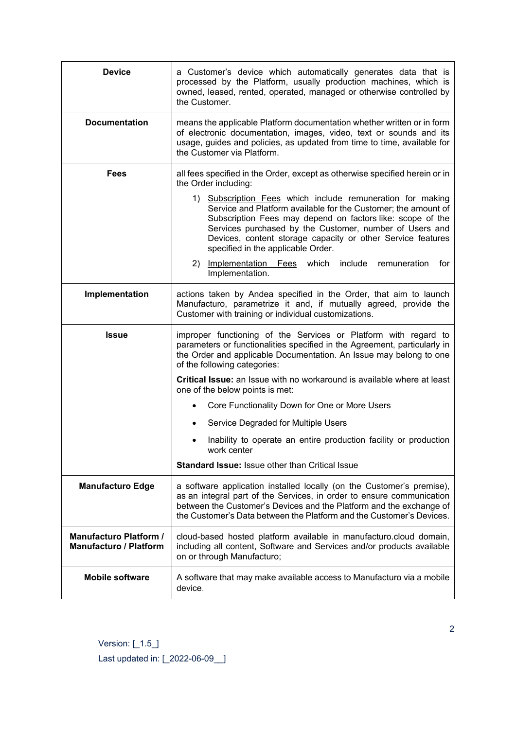| | |
|---|---|
| **Device** | a Customer's device which automatically generates data that is processed by the Platform, usually production machines, which is owned, leased, rented, operated, managed or otherwise controlled by the Customer. |
| **Documentation** | means the applicable Platform documentation whether written or in form of electronic documentation, images, video, text or sounds and its usage, guides and policies, as updated from time to time, available for the Customer via Platform. |
| **Fees** | all fees specified in the Order, except as otherwise specified herein or in the Order including:<br>1) <u>Subscription Fees</u> which include remuneration for making Service and Platform available for the Customer; the amount of Subscription Fees may depend on factors like: scope of the Services purchased by the Customer, number of Users and Devices, content storage capacity or other Service features specified in the applicable Order.<br>2) <u>Implementation Fees</u> which include remuneration for Implementation. |
| **Implementation** | actions taken by Andea specified in the Order, that aim to launch Manufacturo, parametrize it and, if mutually agreed, provide the Customer with training or individual customizations. |
| **Issue** | improper functioning of the Services or Platform with regard to parameters or functionalities specified in the Agreement, particularly in the Order and applicable Documentation. An Issue may belong to one of the following categories:<br>**Critical Issue:** an Issue with no workaround is available where at least one of the below points is met:<br>• Core Functionality Down for One or More Users<br>• Service Degraded for Multiple Users<br>• Inability to operate an entire production facility or production work center<br>**Standard Issue:** Issue other than Critical Issue |
| **Manufacturo Edge** | a software application installed locally (on the Customer's premise), as an integral part of the Services, in order to ensure communication between the Customer's Devices and the Platform and the exchange of the Customer's Data between the Platform and the Customer's Devices. |
| **Manufacturo Platform / Manufacturo / Platform** | cloud-based hosted platform available in manufacturo.cloud domain, including all content, Software and Services and/or products available on or through Manufacturo; |
| **Mobile software** | A software that may make available access to Manufacturo via a mobile device. |

Version: [_1.5_]

Last updated in: [_2022-06-09__]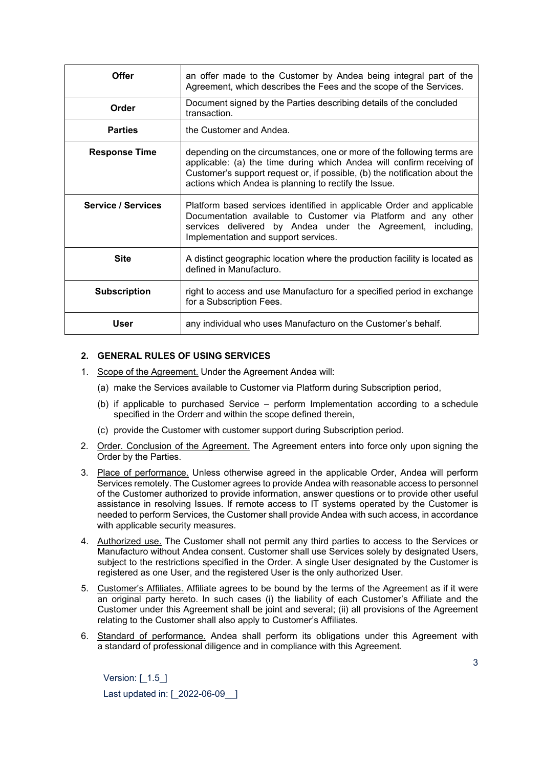| | |
|---|---|
| **Offer** | an offer made to the Customer by Andea being integral part of the Agreement, which describes the Fees and the scope of the Services. |
| **Order** | Document signed by the Parties describing details of the concluded transaction. |
| **Parties** | the Customer and Andea. |
| **Response Time** | depending on the circumstances, one or more of the following terms are applicable: (a) the time during which Andea will confirm receiving of Customer's support request or, if possible, (b) the notification about the actions which Andea is planning to rectify the Issue. |
| **Service / Services** | Platform based services identified in applicable Order and applicable Documentation available to Customer via Platform and any other services delivered by Andea under the Agreement, including, Implementation and support services. |
| **Site** | A distinct geographic location where the production facility is located as defined in Manufacturo. |
| **Subscription** | right to access and use Manufacturo for a specified period in exchange for a Subscription Fees. |
| **User** | any individual who uses Manufacturo on the Customer's behalf. |

## 2. GENERAL RULES OF USING SERVICES

1. Scope of the Agreement. Under the Agreement Andea will:
   (a) make the Services available to Customer via Platform during Subscription period,
   (b) if applicable to purchased Service – perform Implementation according to a schedule specified in the Orderr and within the scope defined therein,
   (c) provide the Customer with customer support during Subscription period.
2. Order. Conclusion of the Agreement. The Agreement enters into force only upon signing the Order by the Parties.
3. Place of performance. Unless otherwise agreed in the applicable Order, Andea will perform Services remotely. The Customer agrees to provide Andea with reasonable access to personnel of the Customer authorized to provide information, answer questions or to provide other useful assistance in resolving Issues. If remote access to IT systems operated by the Customer is needed to perform Services, the Customer shall provide Andea with such access, in accordance with applicable security measures.
4. Authorized use. The Customer shall not permit any third parties to access to the Services or Manufacturo without Andea consent. Customer shall use Services solely by designated Users, subject to the restrictions specified in the Order. A single User designated by the Customer is registered as one User, and the registered User is the only authorized User.
5. Customer's Affiliates. Affiliate agrees to be bound by the terms of the Agreement as if it were an original party hereto. In such cases (i) the liability of each Customer's Affiliate and the Customer under this Agreement shall be joint and several; (ii) all provisions of the Agreement relating to the Customer shall also apply to Customer's Affiliates.
6. Standard of performance. Andea shall perform its obligations under this Agreement with a standard of professional diligence and in compliance with this Agreement.

Version: [_1.5_]

Last updated in: [_2022-06-09__]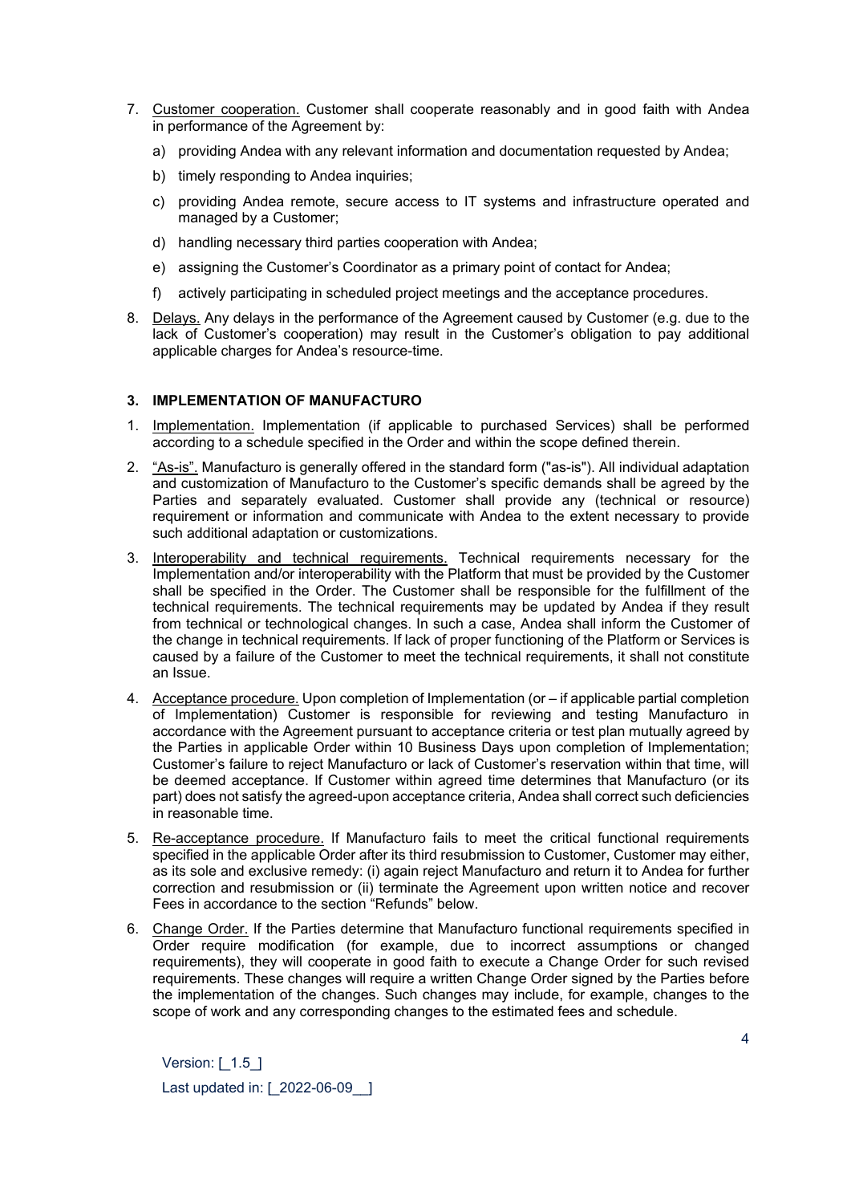7. Customer cooperation. Customer shall cooperate reasonably and in good faith with Andea in performance of the Agreement by:
   a) providing Andea with any relevant information and documentation requested by Andea;
   b) timely responding to Andea inquiries;
   c) providing Andea remote, secure access to IT systems and infrastructure operated and managed by a Customer;
   d) handling necessary third parties cooperation with Andea;
   e) assigning the Customer's Coordinator as a primary point of contact for Andea;
   f) actively participating in scheduled project meetings and the acceptance procedures.
8. Delays. Any delays in the performance of the Agreement caused by Customer (e.g. due to the lack of Customer's cooperation) may result in the Customer's obligation to pay additional applicable charges for Andea's resource-time.

### 3. IMPLEMENTATION OF MANUFACTURO

1. Implementation. Implementation (if applicable to purchased Services) shall be performed according to a schedule specified in the Order and within the scope defined therein.
2. "As-is". Manufacturo is generally offered in the standard form ("as-is"). All individual adaptation and customization of Manufacturo to the Customer's specific demands shall be agreed by the Parties and separately evaluated. Customer shall provide any (technical or resource) requirement or information and communicate with Andea to the extent necessary to provide such additional adaptation or customizations.
3. Interoperability and technical requirements. Technical requirements necessary for the Implementation and/or interoperability with the Platform that must be provided by the Customer shall be specified in the Order. The Customer shall be responsible for the fulfillment of the technical requirements. The technical requirements may be updated by Andea if they result from technical or technological changes. In such a case, Andea shall inform the Customer of the change in technical requirements. If lack of proper functioning of the Platform or Services is caused by a failure of the Customer to meet the technical requirements, it shall not constitute an Issue.
4. Acceptance procedure. Upon completion of Implementation (or – if applicable partial completion of Implementation) Customer is responsible for reviewing and testing Manufacturo in accordance with the Agreement pursuant to acceptance criteria or test plan mutually agreed by the Parties in applicable Order within 10 Business Days upon completion of Implementation; Customer's failure to reject Manufacturo or lack of Customer's reservation within that time, will be deemed acceptance. If Customer within agreed time determines that Manufacturo (or its part) does not satisfy the agreed-upon acceptance criteria, Andea shall correct such deficiencies in reasonable time.
5. Re-acceptance procedure. If Manufacturo fails to meet the critical functional requirements specified in the applicable Order after its third resubmission to Customer, Customer may either, as its sole and exclusive remedy: (i) again reject Manufacturo and return it to Andea for further correction and resubmission or (ii) terminate the Agreement upon written notice and recover Fees in accordance to the section "Refunds" below.
6. Change Order. If the Parties determine that Manufacturo functional requirements specified in Order require modification (for example, due to incorrect assumptions or changed requirements), they will cooperate in good faith to execute a Change Order for such revised requirements. These changes will require a written Change Order signed by the Parties before the implementation of the changes. Such changes may include, for example, changes to the scope of work and any corresponding changes to the estimated fees and schedule.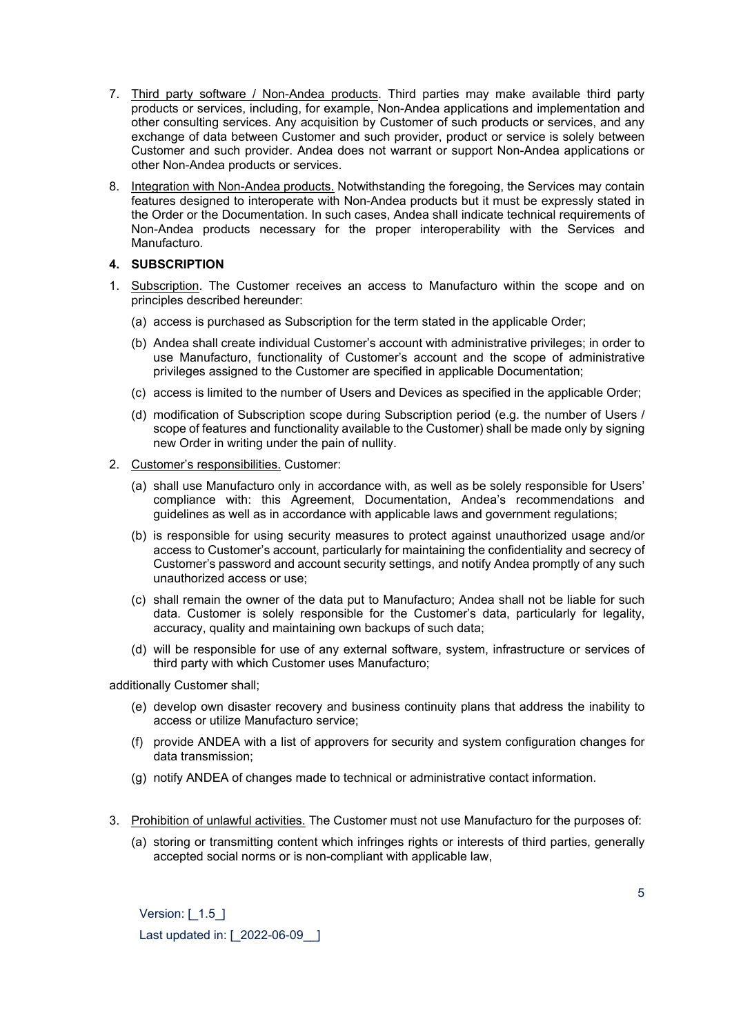7. <u>Third party software / Non-Andea products</u>. Third parties may make available third party products or services, including, for example, Non-Andea applications and implementation and other consulting services. Any acquisition by Customer of such products or services, and any exchange of data between Customer and such provider, product or service is solely between Customer and such provider. Andea does not warrant or support Non-Andea applications or other Non-Andea products or services.

8. <u>Integration with Non-Andea products.</u> Notwithstanding the foregoing, the Services may contain features designed to interoperate with Non-Andea products but it must be expressly stated in the Order or the Documentation. In such cases, Andea shall indicate technical requirements of Non-Andea products necessary for the proper interoperability with the Services and Manufacturo.

#### 4. SUBSCRIPTION

1. <u>Subscription</u>. The Customer receives an access to Manufacturo within the scope and on principles described hereunder:
   (a) access is purchased as Subscription for the term stated in the applicable Order;
   (b) Andea shall create individual Customer's account with administrative privileges; in order to use Manufacturo, functionality of Customer's account and the scope of administrative privileges assigned to the Customer are specified in applicable Documentation;
   (c) access is limited to the number of Users and Devices as specified in the applicable Order;
   (d) modification of Subscription scope during Subscription period (e.g. the number of Users / scope of features and functionality available to the Customer) shall be made only by signing new Order in writing under the pain of nullity.

2. <u>Customer's responsibilities.</u> Customer:
   (a) shall use Manufacturo only in accordance with, as well as be solely responsible for Users' compliance with: this Agreement, Documentation, Andea's recommendations and guidelines as well as in accordance with applicable laws and government regulations;
   (b) is responsible for using security measures to protect against unauthorized usage and/or access to Customer's account, particularly for maintaining the confidentiality and secrecy of Customer's password and account security settings, and notify Andea promptly of any such unauthorized access or use;
   (c) shall remain the owner of the data put to Manufacturo; Andea shall not be liable for such data. Customer is solely responsible for the Customer's data, particularly for legality, accuracy, quality and maintaining own backups of such data;
   (d) will be responsible for use of any external software, system, infrastructure or services of third party with which Customer uses Manufacturo;

additionally Customer shall;

   (e) develop own disaster recovery and business continuity plans that address the inability to access or utilize Manufacturo service;
   (f) provide ANDEA with a list of approvers for security and system configuration changes for data transmission;
   (g) notify ANDEA of changes made to technical or administrative contact information.

3. <u>Prohibition of unlawful activities.</u> The Customer must not use Manufacturo for the purposes of:
   (a) storing or transmitting content which infringes rights or interests of third parties, generally accepted social norms or is non-compliant with applicable law,

Version: [_1.5_]
Last updated in: [_2022-06-09__]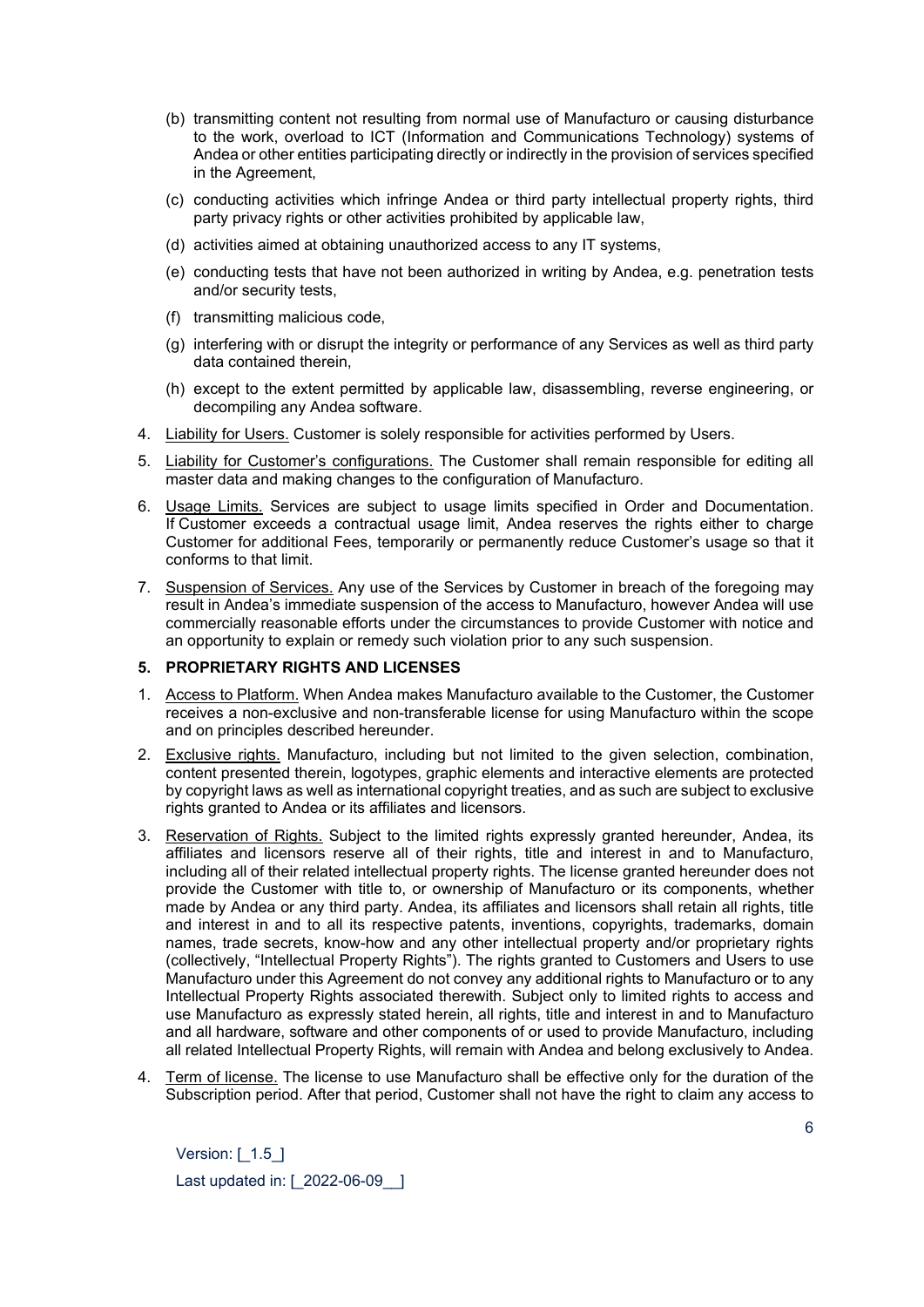(b) transmitting content not resulting from normal use of Manufacturo or causing disturbance to the work, overload to ICT (Information and Communications Technology) systems of Andea or other entities participating directly or indirectly in the provision of services specified in the Agreement,

(c) conducting activities which infringe Andea or third party intellectual property rights, third party privacy rights or other activities prohibited by applicable law,

(d) activities aimed at obtaining unauthorized access to any IT systems,

(e) conducting tests that have not been authorized in writing by Andea, e.g. penetration tests and/or security tests,

(f) transmitting malicious code,

(g) interfering with or disrupt the integrity or performance of any Services as well as third party data contained therein,

(h) except to the extent permitted by applicable law, disassembling, reverse engineering, or decompiling any Andea software.

4. Liability for Users. Customer is solely responsible for activities performed by Users.

5. Liability for Customer's configurations. The Customer shall remain responsible for editing all master data and making changes to the configuration of Manufacturo.

6. Usage Limits. Services are subject to usage limits specified in Order and Documentation. If Customer exceeds a contractual usage limit, Andea reserves the rights either to charge Customer for additional Fees, temporarily or permanently reduce Customer's usage so that it conforms to that limit.

7. Suspension of Services. Any use of the Services by Customer in breach of the foregoing may result in Andea's immediate suspension of the access to Manufacturo, however Andea will use commercially reasonable efforts under the circumstances to provide Customer with notice and an opportunity to explain or remedy such violation prior to any such suspension.

## 5. PROPRIETARY RIGHTS AND LICENSES

1. Access to Platform. When Andea makes Manufacturo available to the Customer, the Customer receives a non-exclusive and non-transferable license for using Manufacturo within the scope and on principles described hereunder.

2. Exclusive rights. Manufacturo, including but not limited to the given selection, combination, content presented therein, logotypes, graphic elements and interactive elements are protected by copyright laws as well as international copyright treaties, and as such are subject to exclusive rights granted to Andea or its affiliates and licensors.

3. Reservation of Rights. Subject to the limited rights expressly granted hereunder, Andea, its affiliates and licensors reserve all of their rights, title and interest in and to Manufacturo, including all of their related intellectual property rights. The license granted hereunder does not provide the Customer with title to, or ownership of Manufacturo or its components, whether made by Andea or any third party. Andea, its affiliates and licensors shall retain all rights, title and interest in and to all its respective patents, inventions, copyrights, trademarks, domain names, trade secrets, know-how and any other intellectual property and/or proprietary rights (collectively, "Intellectual Property Rights"). The rights granted to Customers and Users to use Manufacturo under this Agreement do not convey any additional rights to Manufacturo or to any Intellectual Property Rights associated therewith. Subject only to limited rights to access and use Manufacturo as expressly stated herein, all rights, title and interest in and to Manufacturo and all hardware, software and other components of or used to provide Manufacturo, including all related Intellectual Property Rights, will remain with Andea and belong exclusively to Andea.

4. Term of license. The license to use Manufacturo shall be effective only for the duration of the Subscription period. After that period, Customer shall not have the right to claim any access to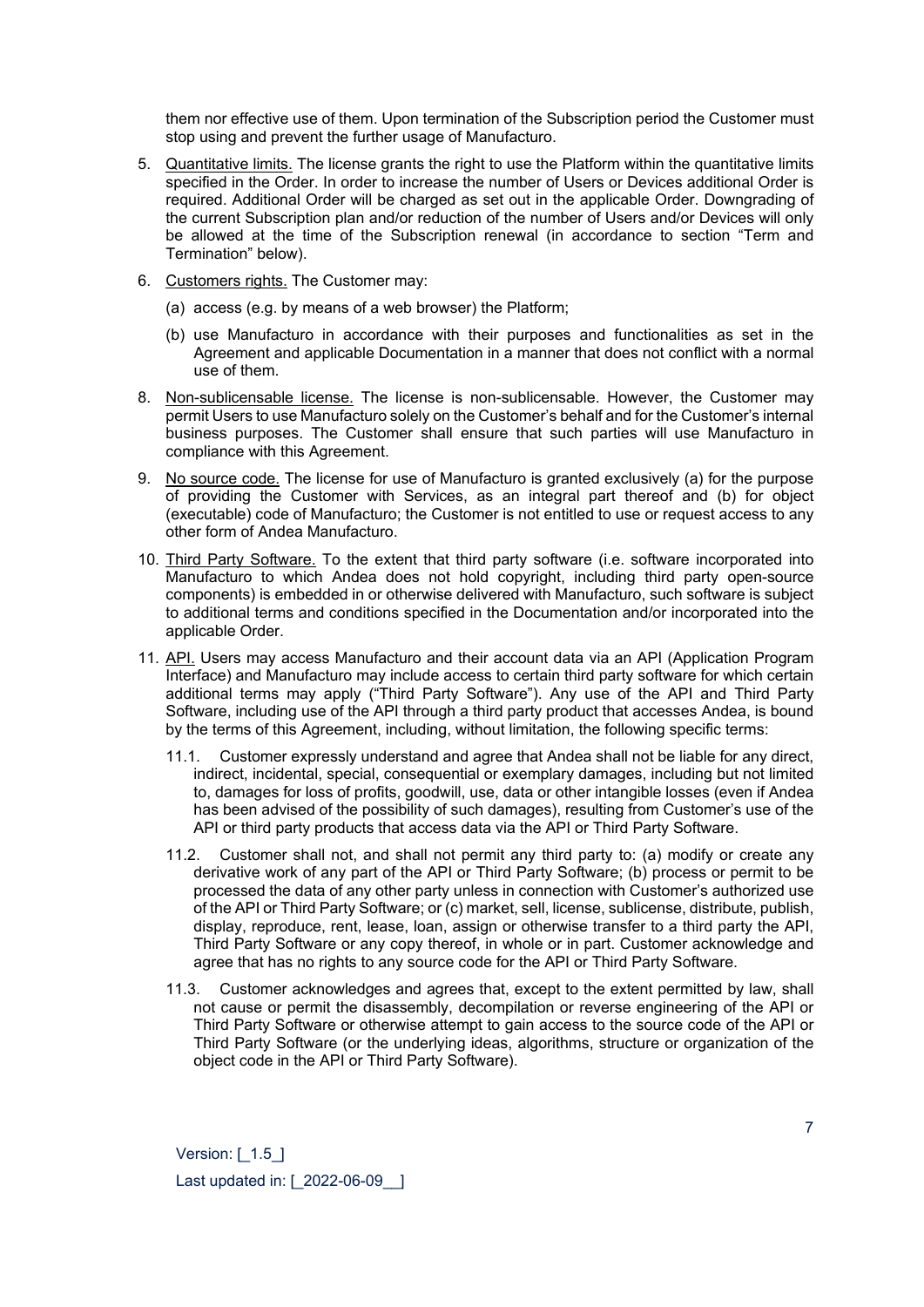them nor effective use of them. Upon termination of the Subscription period the Customer must stop using and prevent the further usage of Manufacturo.

5. Quantitative limits. The license grants the right to use the Platform within the quantitative limits specified in the Order. In order to increase the number of Users or Devices additional Order is required. Additional Order will be charged as set out in the applicable Order. Downgrading of the current Subscription plan and/or reduction of the number of Users and/or Devices will only be allowed at the time of the Subscription renewal (in accordance to section "Term and Termination" below).

6. Customers rights. The Customer may:

   (a) access (e.g. by means of a web browser) the Platform;

   (b) use Manufacturo in accordance with their purposes and functionalities as set in the Agreement and applicable Documentation in a manner that does not conflict with a normal use of them.

8. Non-sublicensable license. The license is non-sublicensable. However, the Customer may permit Users to use Manufacturo solely on the Customer's behalf and for the Customer's internal business purposes. The Customer shall ensure that such parties will use Manufacturo in compliance with this Agreement.

9. No source code. The license for use of Manufacturo is granted exclusively (a) for the purpose of providing the Customer with Services, as an integral part thereof and (b) for object (executable) code of Manufacturo; the Customer is not entitled to use or request access to any other form of Andea Manufacturo.

10. Third Party Software. To the extent that third party software (i.e. software incorporated into Manufacturo to which Andea does not hold copyright, including third party open-source components) is embedded in or otherwise delivered with Manufacturo, such software is subject to additional terms and conditions specified in the Documentation and/or incorporated into the applicable Order.

11. API. Users may access Manufacturo and their account data via an API (Application Program Interface) and Manufacturo may include access to certain third party software for which certain additional terms may apply ("Third Party Software"). Any use of the API and Third Party Software, including use of the API through a third party product that accesses Andea, is bound by the terms of this Agreement, including, without limitation, the following specific terms:

    11.1. Customer expressly understand and agree that Andea shall not be liable for any direct, indirect, incidental, special, consequential or exemplary damages, including but not limited to, damages for loss of profits, goodwill, use, data or other intangible losses (even if Andea has been advised of the possibility of such damages), resulting from Customer's use of the API or third party products that access data via the API or Third Party Software.

    11.2. Customer shall not, and shall not permit any third party to: (a) modify or create any derivative work of any part of the API or Third Party Software; (b) process or permit to be processed the data of any other party unless in connection with Customer's authorized use of the API or Third Party Software; or (c) market, sell, license, sublicense, distribute, publish, display, reproduce, rent, lease, loan, assign or otherwise transfer to a third party the API, Third Party Software or any copy thereof, in whole or in part. Customer acknowledge and agree that has no rights to any source code for the API or Third Party Software.

    11.3. Customer acknowledges and agrees that, except to the extent permitted by law, shall not cause or permit the disassembly, decompilation or reverse engineering of the API or Third Party Software or otherwise attempt to gain access to the source code of the API or Third Party Software (or the underlying ideas, algorithms, structure or organization of the object code in the API or Third Party Software).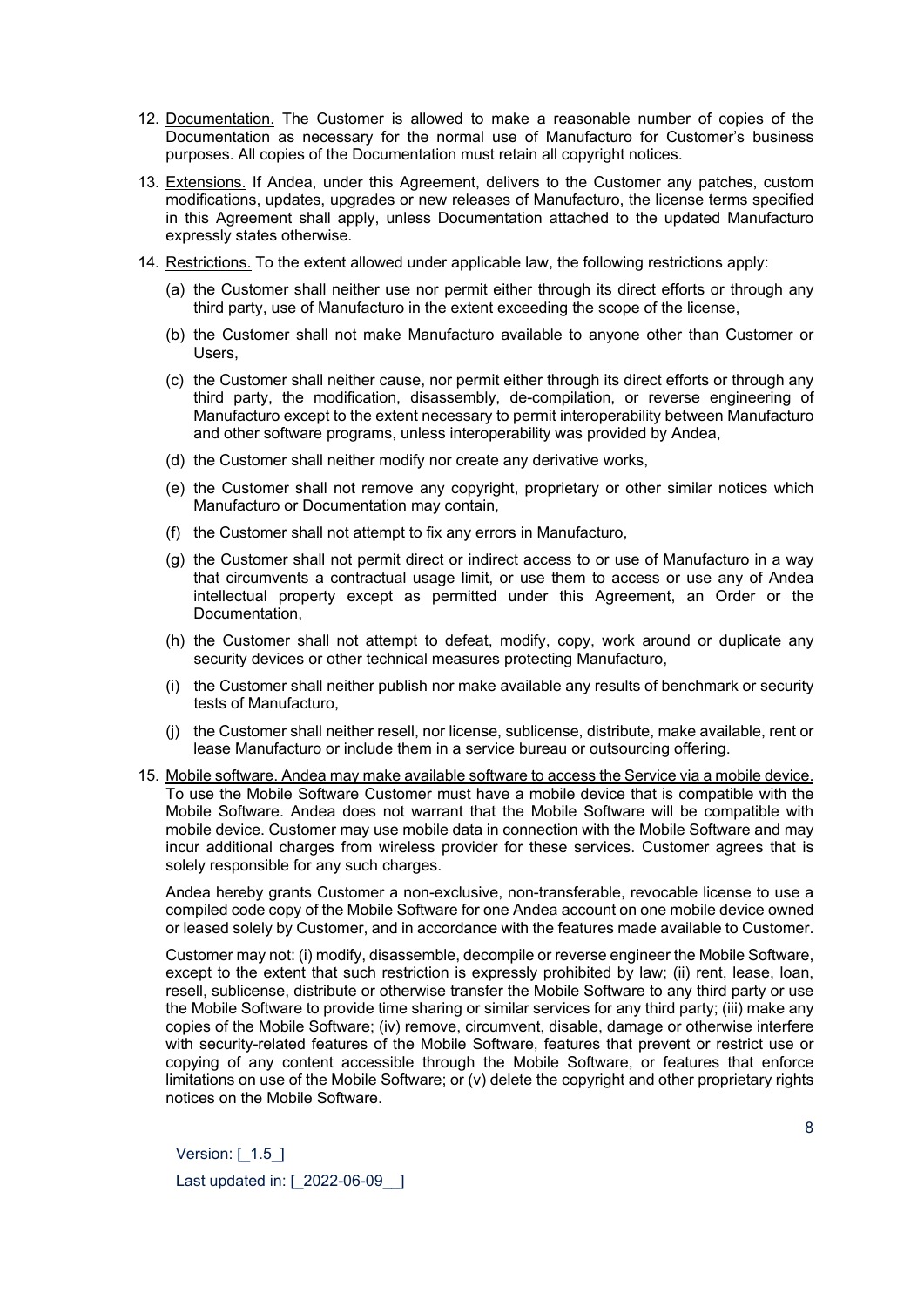12. Documentation. The Customer is allowed to make a reasonable number of copies of the Documentation as necessary for the normal use of Manufacturo for Customer's business purposes. All copies of the Documentation must retain all copyright notices.

13. Extensions. If Andea, under this Agreement, delivers to the Customer any patches, custom modifications, updates, upgrades or new releases of Manufacturo, the license terms specified in this Agreement shall apply, unless Documentation attached to the updated Manufacturo expressly states otherwise.

14. Restrictions. To the extent allowed under applicable law, the following restrictions apply:

    (a) the Customer shall neither use nor permit either through its direct efforts or through any third party, use of Manufacturo in the extent exceeding the scope of the license,

    (b) the Customer shall not make Manufacturo available to anyone other than Customer or Users,

    (c) the Customer shall neither cause, nor permit either through its direct efforts or through any third party, the modification, disassembly, de-compilation, or reverse engineering of Manufacturo except to the extent necessary to permit interoperability between Manufacturo and other software programs, unless interoperability was provided by Andea,

    (d) the Customer shall neither modify nor create any derivative works,

    (e) the Customer shall not remove any copyright, proprietary or other similar notices which Manufacturo or Documentation may contain,

    (f) the Customer shall not attempt to fix any errors in Manufacturo,

    (g) the Customer shall not permit direct or indirect access to or use of Manufacturo in a way that circumvents a contractual usage limit, or use them to access or use any of Andea intellectual property except as permitted under this Agreement, an Order or the Documentation,

    (h) the Customer shall not attempt to defeat, modify, copy, work around or duplicate any security devices or other technical measures protecting Manufacturo,

    (i) the Customer shall neither publish nor make available any results of benchmark or security tests of Manufacturo,

    (j) the Customer shall neither resell, nor license, sublicense, distribute, make available, rent or lease Manufacturo or include them in a service bureau or outsourcing offering.

15. Mobile software. Andea may make available software to access the Service via a mobile device. To use the Mobile Software Customer must have a mobile device that is compatible with the Mobile Software. Andea does not warrant that the Mobile Software will be compatible with mobile device. Customer may use mobile data in connection with the Mobile Software and may incur additional charges from wireless provider for these services. Customer agrees that is solely responsible for any such charges.

    Andea hereby grants Customer a non-exclusive, non-transferable, revocable license to use a compiled code copy of the Mobile Software for one Andea account on one mobile device owned or leased solely by Customer, and in accordance with the features made available to Customer.

    Customer may not: (i) modify, disassemble, decompile or reverse engineer the Mobile Software, except to the extent that such restriction is expressly prohibited by law; (ii) rent, lease, loan, resell, sublicense, distribute or otherwise transfer the Mobile Software to any third party or use the Mobile Software to provide time sharing or similar services for any third party; (iii) make any copies of the Mobile Software; (iv) remove, circumvent, disable, damage or otherwise interfere with security-related features of the Mobile Software, features that prevent or restrict use or copying of any content accessible through the Mobile Software, or features that enforce limitations on use of the Mobile Software; or (v) delete the copyright and other proprietary rights notices on the Mobile Software.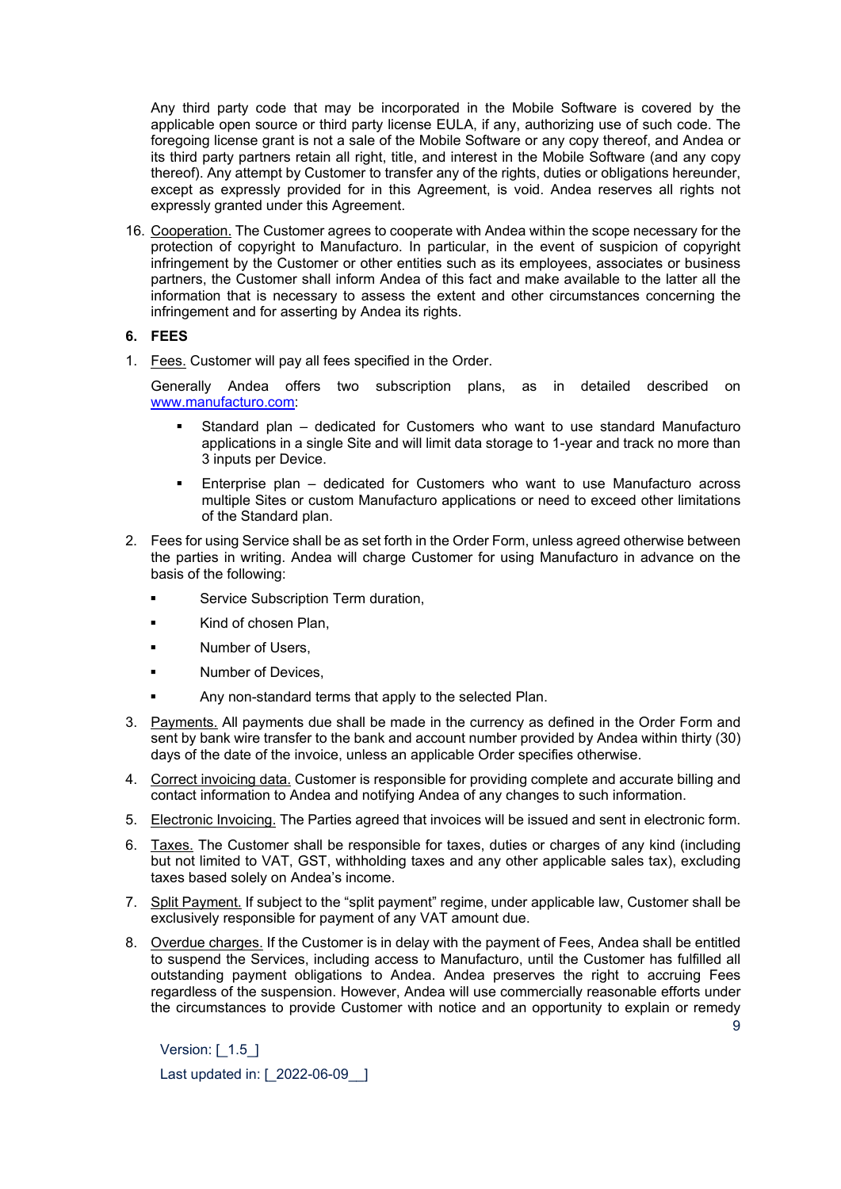Any third party code that may be incorporated in the Mobile Software is covered by the applicable open source or third party license EULA, if any, authorizing use of such code. The foregoing license grant is not a sale of the Mobile Software or any copy thereof, and Andea or its third party partners retain all right, title, and interest in the Mobile Software (and any copy thereof). Any attempt by Customer to transfer any of the rights, duties or obligations hereunder, except as expressly provided for in this Agreement, is void. Andea reserves all rights not expressly granted under this Agreement.

16. Cooperation. The Customer agrees to cooperate with Andea within the scope necessary for the protection of copyright to Manufacturo. In particular, in the event of suspicion of copyright infringement by the Customer or other entities such as its employees, associates or business partners, the Customer shall inform Andea of this fact and make available to the latter all the information that is necessary to assess the extent and other circumstances concerning the infringement and for asserting by Andea its rights.

## 6. FEES

1. Fees. Customer will pay all fees specified in the Order.

   Generally Andea offers two subscription plans, as in detailed described on www.manufacturo.com:

   - Standard plan – dedicated for Customers who want to use standard Manufacturo applications in a single Site and will limit data storage to 1-year and track no more than 3 inputs per Device.
   - Enterprise plan – dedicated for Customers who want to use Manufacturo across multiple Sites or custom Manufacturo applications or need to exceed other limitations of the Standard plan.

2. Fees for using Service shall be as set forth in the Order Form, unless agreed otherwise between the parties in writing. Andea will charge Customer for using Manufacturo in advance on the basis of the following:

   - Service Subscription Term duration,
   - Kind of chosen Plan,
   - Number of Users,
   - Number of Devices,
   - Any non-standard terms that apply to the selected Plan.

3. Payments. All payments due shall be made in the currency as defined in the Order Form and sent by bank wire transfer to the bank and account number provided by Andea within thirty (30) days of the date of the invoice, unless an applicable Order specifies otherwise.

4. Correct invoicing data. Customer is responsible for providing complete and accurate billing and contact information to Andea and notifying Andea of any changes to such information.

5. Electronic Invoicing. The Parties agreed that invoices will be issued and sent in electronic form.

6. Taxes. The Customer shall be responsible for taxes, duties or charges of any kind (including but not limited to VAT, GST, withholding taxes and any other applicable sales tax), excluding taxes based solely on Andea's income.

7. Split Payment. If subject to the "split payment" regime, under applicable law, Customer shall be exclusively responsible for payment of any VAT amount due.

8. Overdue charges. If the Customer is in delay with the payment of Fees, Andea shall be entitled to suspend the Services, including access to Manufacturo, until the Customer has fulfilled all outstanding payment obligations to Andea. Andea preserves the right to accruing Fees regardless of the suspension. However, Andea will use commercially reasonable efforts under the circumstances to provide Customer with notice and an opportunity to explain or remedy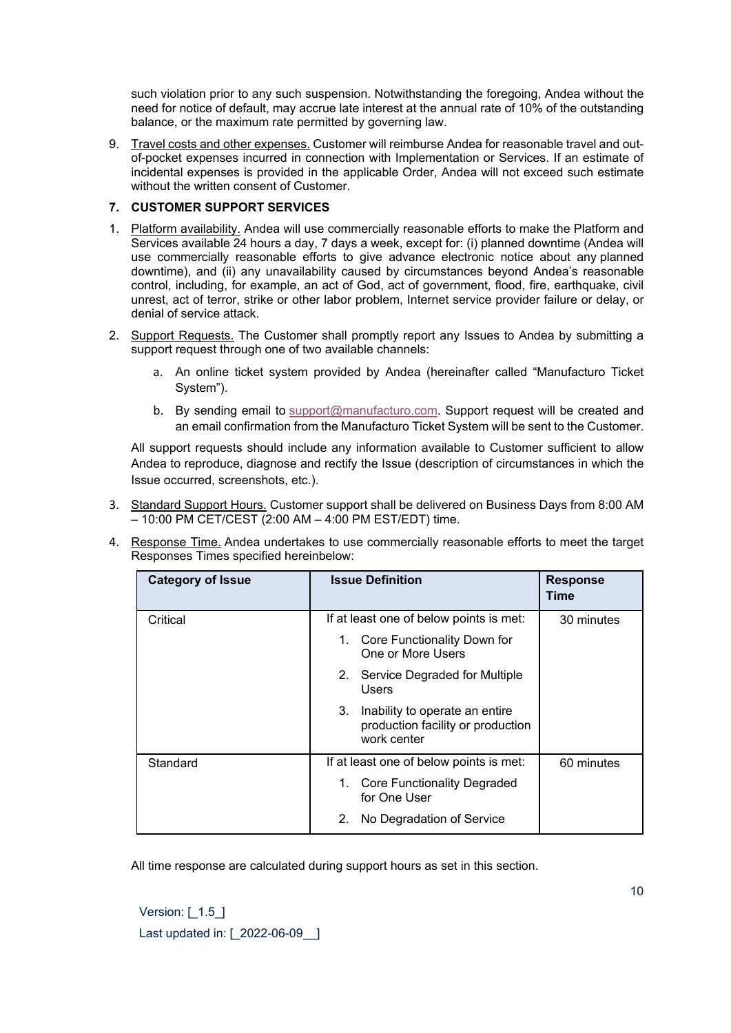such violation prior to any such suspension. Notwithstanding the foregoing, Andea without the need for notice of default, may accrue late interest at the annual rate of 10% of the outstanding balance, or the maximum rate permitted by governing law.

9. Travel costs and other expenses. Customer will reimburse Andea for reasonable travel and out-of-pocket expenses incurred in connection with Implementation or Services. If an estimate of incidental expenses is provided in the applicable Order, Andea will not exceed such estimate without the written consent of Customer.

## 7. CUSTOMER SUPPORT SERVICES

1. Platform availability. Andea will use commercially reasonable efforts to make the Platform and Services available 24 hours a day, 7 days a week, except for: (i) planned downtime (Andea will use commercially reasonable efforts to give advance electronic notice about any planned downtime), and (ii) any unavailability caused by circumstances beyond Andea's reasonable control, including, for example, an act of God, act of government, flood, fire, earthquake, civil unrest, act of terror, strike or other labor problem, Internet service provider failure or delay, or denial of service attack.

2. Support Requests. The Customer shall promptly report any Issues to Andea by submitting a support request through one of two available channels:

   a. An online ticket system provided by Andea (hereinafter called "Manufacturo Ticket System").

   b. By sending email to support@manufacturo.com. Support request will be created and an email confirmation from the Manufacturo Ticket System will be sent to the Customer.

   All support requests should include any information available to Customer sufficient to allow Andea to reproduce, diagnose and rectify the Issue (description of circumstances in which the Issue occurred, screenshots, etc.).

3. Standard Support Hours. Customer support shall be delivered on Business Days from 8:00 AM – 10:00 PM CET/CEST (2:00 AM – 4:00 PM EST/EDT) time.

4. Response Time. Andea undertakes to use commercially reasonable efforts to meet the target Responses Times specified hereinbelow:

| Category of Issue | Issue Definition | Response Time |
|---|---|---|
| Critical | If at least one of below points is met:<br>1. Core Functionality Down for One or More Users<br>2. Service Degraded for Multiple Users<br>3. Inability to operate an entire production facility or production work center | 30 minutes |
| Standard | If at least one of below points is met:<br>1. Core Functionality Degraded for One User<br>2. No Degradation of Service | 60 minutes |

All time response are calculated during support hours as set in this section.

Version: [_1.5_]

Last updated in: [_2022-06-09__]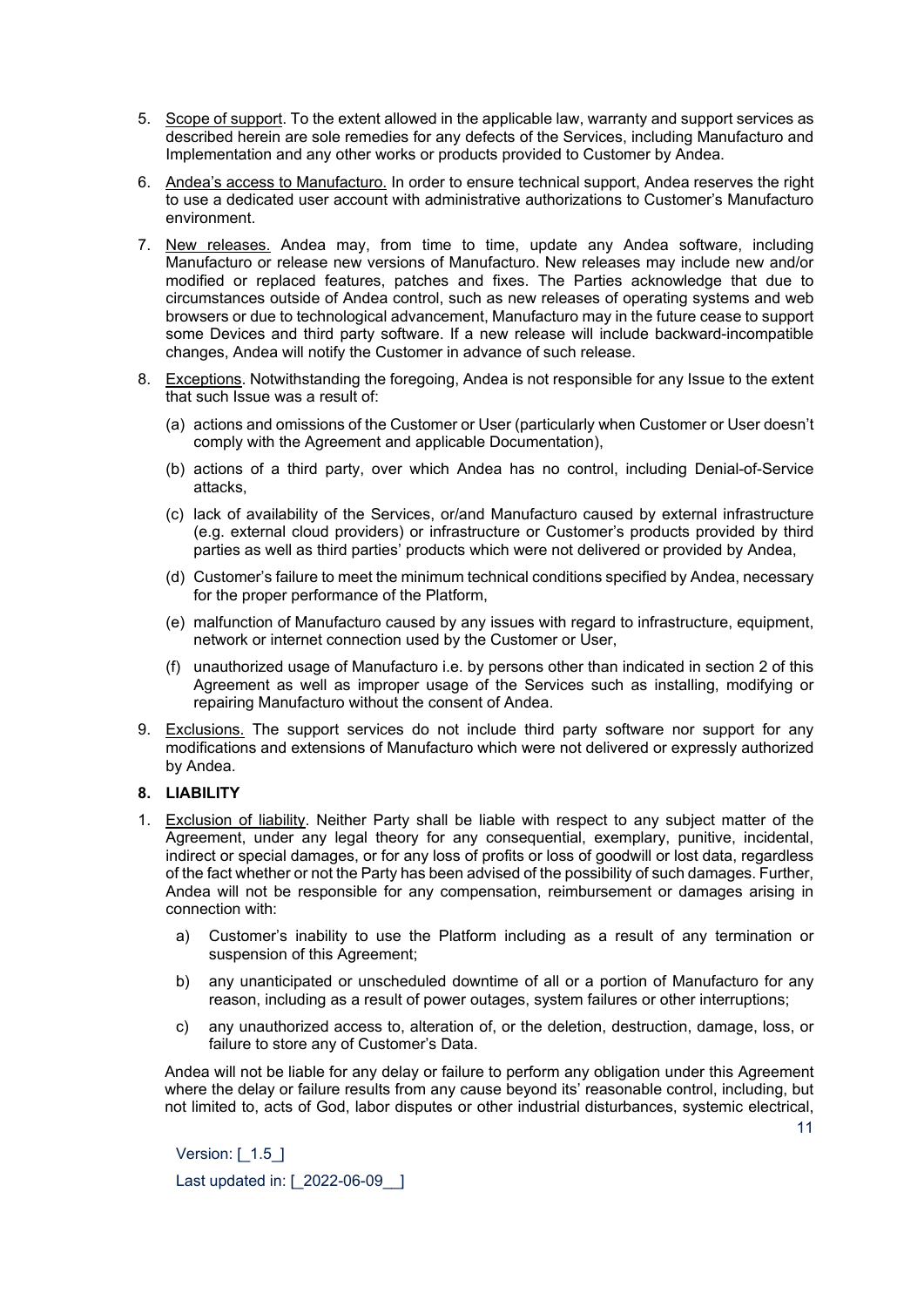5. <u>Scope of support</u>. To the extent allowed in the applicable law, warranty and support services as described herein are sole remedies for any defects of the Services, including Manufacturo and Implementation and any other works or products provided to Customer by Andea.

6. <u>Andea's access to Manufacturo.</u> In order to ensure technical support, Andea reserves the right to use a dedicated user account with administrative authorizations to Customer's Manufacturo environment.

7. <u>New releases.</u> Andea may, from time to time, update any Andea software, including Manufacturo or release new versions of Manufacturo. New releases may include new and/or modified or replaced features, patches and fixes. The Parties acknowledge that due to circumstances outside of Andea control, such as new releases of operating systems and web browsers or due to technological advancement, Manufacturo may in the future cease to support some Devices and third party software. If a new release will include backward-incompatible changes, Andea will notify the Customer in advance of such release.

8. <u>Exceptions</u>. Notwithstanding the foregoing, Andea is not responsible for any Issue to the extent that such Issue was a result of:

   (a) actions and omissions of the Customer or User (particularly when Customer or User doesn't comply with the Agreement and applicable Documentation),

   (b) actions of a third party, over which Andea has no control, including Denial-of-Service attacks,

   (c) lack of availability of the Services, or/and Manufacturo caused by external infrastructure (e.g. external cloud providers) or infrastructure or Customer's products provided by third parties as well as third parties' products which were not delivered or provided by Andea,

   (d) Customer's failure to meet the minimum technical conditions specified by Andea, necessary for the proper performance of the Platform,

   (e) malfunction of Manufacturo caused by any issues with regard to infrastructure, equipment, network or internet connection used by the Customer or User,

   (f) unauthorized usage of Manufacturo i.e. by persons other than indicated in section 2 of this Agreement as well as improper usage of the Services such as installing, modifying or repairing Manufacturo without the consent of Andea.

9. <u>Exclusions.</u> The support services do not include third party software nor support for any modifications and extensions of Manufacturo which were not delivered or expressly authorized by Andea.

**8. LIABILITY**

1. <u>Exclusion of liability</u>. Neither Party shall be liable with respect to any subject matter of the Agreement, under any legal theory for any consequential, exemplary, punitive, incidental, indirect or special damages, or for any loss of profits or loss of goodwill or lost data, regardless of the fact whether or not the Party has been advised of the possibility of such damages. Further, Andea will not be responsible for any compensation, reimbursement or damages arising in connection with:

   a) Customer's inability to use the Platform including as a result of any termination or suspension of this Agreement;

   b) any unanticipated or unscheduled downtime of all or a portion of Manufacturo for any reason, including as a result of power outages, system failures or other interruptions;

   c) any unauthorized access to, alteration of, or the deletion, destruction, damage, loss, or failure to store any of Customer's Data.

   Andea will not be liable for any delay or failure to perform any obligation under this Agreement where the delay or failure results from any cause beyond its' reasonable control, including, but not limited to, acts of God, labor disputes or other industrial disturbances, systemic electrical,

Version: [_1.5_]

Last updated in: [_2022-06-09__]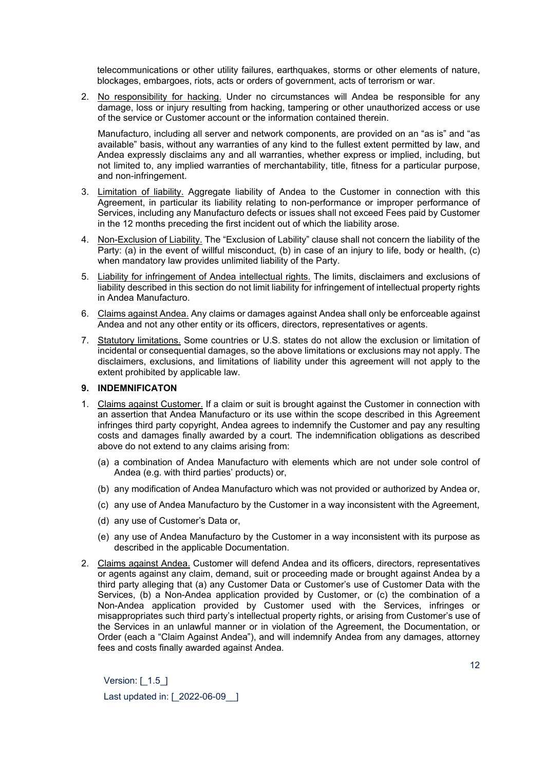telecommunications or other utility failures, earthquakes, storms or other elements of nature, blockages, embargoes, riots, acts or orders of government, acts of terrorism or war.

2. No responsibility for hacking. Under no circumstances will Andea be responsible for any damage, loss or injury resulting from hacking, tampering or other unauthorized access or use of the service or Customer account or the information contained therein.

   Manufacturo, including all server and network components, are provided on an "as is" and "as available" basis, without any warranties of any kind to the fullest extent permitted by law, and Andea expressly disclaims any and all warranties, whether express or implied, including, but not limited to, any implied warranties of merchantability, title, fitness for a particular purpose, and non-infringement.

3. Limitation of liability. Aggregate liability of Andea to the Customer in connection with this Agreement, in particular its liability relating to non-performance or improper performance of Services, including any Manufacturo defects or issues shall not exceed Fees paid by Customer in the 12 months preceding the first incident out of which the liability arose.

4. Non-Exclusion of Liability. The "Exclusion of Lability" clause shall not concern the liability of the Party: (a) in the event of willful misconduct, (b) in case of an injury to life, body or health, (c) when mandatory law provides unlimited liability of the Party.

5. Liability for infringement of Andea intellectual rights. The limits, disclaimers and exclusions of liability described in this section do not limit liability for infringement of intellectual property rights in Andea Manufacturo.

6. Claims against Andea. Any claims or damages against Andea shall only be enforceable against Andea and not any other entity or its officers, directors, representatives or agents.

7. Statutory limitations. Some countries or U.S. states do not allow the exclusion or limitation of incidental or consequential damages, so the above limitations or exclusions may not apply. The disclaimers, exclusions, and limitations of liability under this agreement will not apply to the extent prohibited by applicable law.

### 9. INDEMNIFICATON

1. Claims against Customer. If a claim or suit is brought against the Customer in connection with an assertion that Andea Manufacturo or its use within the scope described in this Agreement infringes third party copyright, Andea agrees to indemnify the Customer and pay any resulting costs and damages finally awarded by a court. The indemnification obligations as described above do not extend to any claims arising from:

   (a) a combination of Andea Manufacturo with elements which are not under sole control of Andea (e.g. with third parties' products) or,

   (b) any modification of Andea Manufacturo which was not provided or authorized by Andea or,

   (c) any use of Andea Manufacturo by the Customer in a way inconsistent with the Agreement,

   (d) any use of Customer's Data or,

   (e) any use of Andea Manufacturo by the Customer in a way inconsistent with its purpose as described in the applicable Documentation.

2. Claims against Andea. Customer will defend Andea and its officers, directors, representatives or agents against any claim, demand, suit or proceeding made or brought against Andea by a third party alleging that (a) any Customer Data or Customer's use of Customer Data with the Services, (b) a Non-Andea application provided by Customer, or (c) the combination of a Non-Andea application provided by Customer used with the Services, infringes or misappropriates such third party's intellectual property rights, or arising from Customer's use of the Services in an unlawful manner or in violation of the Agreement, the Documentation, or Order (each a "Claim Against Andea"), and will indemnify Andea from any damages, attorney fees and costs finally awarded against Andea.

Version: [_1.5_]

Last updated in: [_2022-06-09__]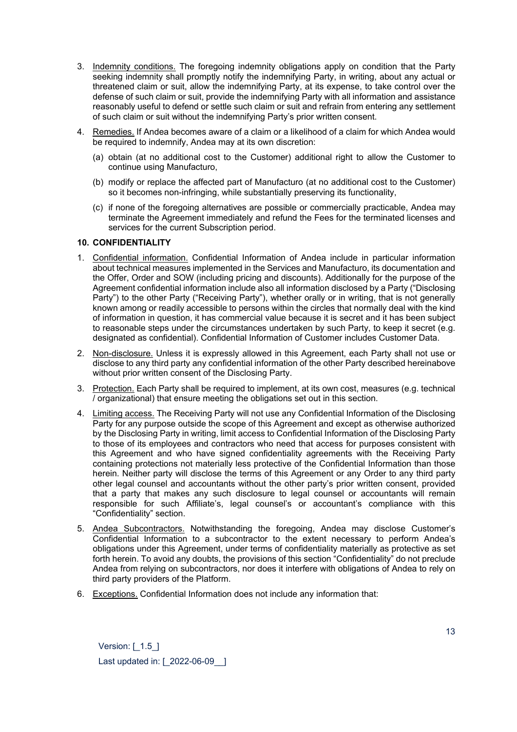3. Indemnity conditions. The foregoing indemnity obligations apply on condition that the Party seeking indemnity shall promptly notify the indemnifying Party, in writing, about any actual or threatened claim or suit, allow the indemnifying Party, at its expense, to take control over the defense of such claim or suit, provide the indemnifying Party with all information and assistance reasonably useful to defend or settle such claim or suit and refrain from entering any settlement of such claim or suit without the indemnifying Party's prior written consent.

4. Remedies. If Andea becomes aware of a claim or a likelihood of a claim for which Andea would be required to indemnify, Andea may at its own discretion:

   (a) obtain (at no additional cost to the Customer) additional right to allow the Customer to continue using Manufacturo,

   (b) modify or replace the affected part of Manufacturo (at no additional cost to the Customer) so it becomes non-infringing, while substantially preserving its functionality,

   (c) if none of the foregoing alternatives are possible or commercially practicable, Andea may terminate the Agreement immediately and refund the Fees for the terminated licenses and services for the current Subscription period.

**10. CONFIDENTIALITY**

1. Confidential information. Confidential Information of Andea include in particular information about technical measures implemented in the Services and Manufacturo, its documentation and the Offer, Order and SOW (including pricing and discounts). Additionally for the purpose of the Agreement confidential information include also all information disclosed by a Party ("Disclosing Party") to the other Party ("Receiving Party"), whether orally or in writing, that is not generally known among or readily accessible to persons within the circles that normally deal with the kind of information in question, it has commercial value because it is secret and it has been subject to reasonable steps under the circumstances undertaken by such Party, to keep it secret (e.g. designated as confidential). Confidential Information of Customer includes Customer Data.

2. Non-disclosure. Unless it is expressly allowed in this Agreement, each Party shall not use or disclose to any third party any confidential information of the other Party described hereinabove without prior written consent of the Disclosing Party.

3. Protection. Each Party shall be required to implement, at its own cost, measures (e.g. technical / organizational) that ensure meeting the obligations set out in this section.

4. Limiting access. The Receiving Party will not use any Confidential Information of the Disclosing Party for any purpose outside the scope of this Agreement and except as otherwise authorized by the Disclosing Party in writing, limit access to Confidential Information of the Disclosing Party to those of its employees and contractors who need that access for purposes consistent with this Agreement and who have signed confidentiality agreements with the Receiving Party containing protections not materially less protective of the Confidential Information than those herein. Neither party will disclose the terms of this Agreement or any Order to any third party other legal counsel and accountants without the other party's prior written consent, provided that a party that makes any such disclosure to legal counsel or accountants will remain responsible for such Affiliate's, legal counsel's or accountant's compliance with this "Confidentiality" section.

5. Andea Subcontractors. Notwithstanding the foregoing, Andea may disclose Customer's Confidential Information to a subcontractor to the extent necessary to perform Andea's obligations under this Agreement, under terms of confidentiality materially as protective as set forth herein. To avoid any doubts, the provisions of this section "Confidentiality" do not preclude Andea from relying on subcontractors, nor does it interfere with obligations of Andea to rely on third party providers of the Platform.

6. Exceptions. Confidential Information does not include any information that:

Version: [_1.5_]

Last updated in: [_2022-06-09__]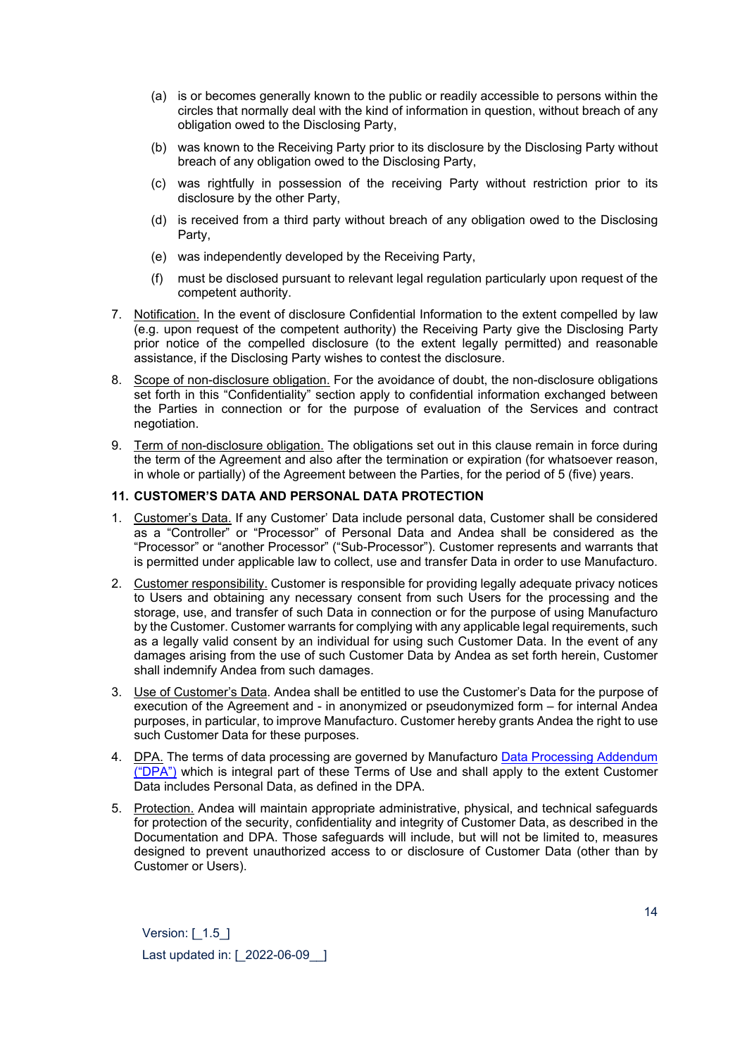(a) is or becomes generally known to the public or readily accessible to persons within the circles that normally deal with the kind of information in question, without breach of any obligation owed to the Disclosing Party,

(b) was known to the Receiving Party prior to its disclosure by the Disclosing Party without breach of any obligation owed to the Disclosing Party,

(c) was rightfully in possession of the receiving Party without restriction prior to its disclosure by the other Party,

(d) is received from a third party without breach of any obligation owed to the Disclosing Party,

(e) was independently developed by the Receiving Party,

(f) must be disclosed pursuant to relevant legal regulation particularly upon request of the competent authority.

7. Notification. In the event of disclosure Confidential Information to the extent compelled by law (e.g. upon request of the competent authority) the Receiving Party give the Disclosing Party prior notice of the compelled disclosure (to the extent legally permitted) and reasonable assistance, if the Disclosing Party wishes to contest the disclosure.

8. Scope of non-disclosure obligation. For the avoidance of doubt, the non-disclosure obligations set forth in this "Confidentiality" section apply to confidential information exchanged between the Parties in connection or for the purpose of evaluation of the Services and contract negotiation.

9. Term of non-disclosure obligation. The obligations set out in this clause remain in force during the term of the Agreement and also after the termination or expiration (for whatsoever reason, in whole or partially) of the Agreement between the Parties, for the period of 5 (five) years.

## 11. CUSTOMER'S DATA AND PERSONAL DATA PROTECTION

1. Customer's Data. If any Customer' Data include personal data, Customer shall be considered as a "Controller" or "Processor" of Personal Data and Andea shall be considered as the "Processor" or "another Processor" ("Sub-Processor"). Customer represents and warrants that is permitted under applicable law to collect, use and transfer Data in order to use Manufacturo.

2. Customer responsibility. Customer is responsible for providing legally adequate privacy notices to Users and obtaining any necessary consent from such Users for the processing and the storage, use, and transfer of such Data in connection or for the purpose of using Manufacturo by the Customer. Customer warrants for complying with any applicable legal requirements, such as a legally valid consent by an individual for using such Customer Data. In the event of any damages arising from the use of such Customer Data by Andea as set forth herein, Customer shall indemnify Andea from such damages.

3. Use of Customer's Data. Andea shall be entitled to use the Customer's Data for the purpose of execution of the Agreement and - in anonymized or pseudonymized form – for internal Andea purposes, in particular, to improve Manufacturo. Customer hereby grants Andea the right to use such Customer Data for these purposes.

4. DPA. The terms of data processing are governed by Manufacturo Data Processing Addendum ("DPA") which is integral part of these Terms of Use and shall apply to the extent Customer Data includes Personal Data, as defined in the DPA.

5. Protection. Andea will maintain appropriate administrative, physical, and technical safeguards for protection of the security, confidentiality and integrity of Customer Data, as described in the Documentation and DPA. Those safeguards will include, but will not be limited to, measures designed to prevent unauthorized access to or disclosure of Customer Data (other than by Customer or Users).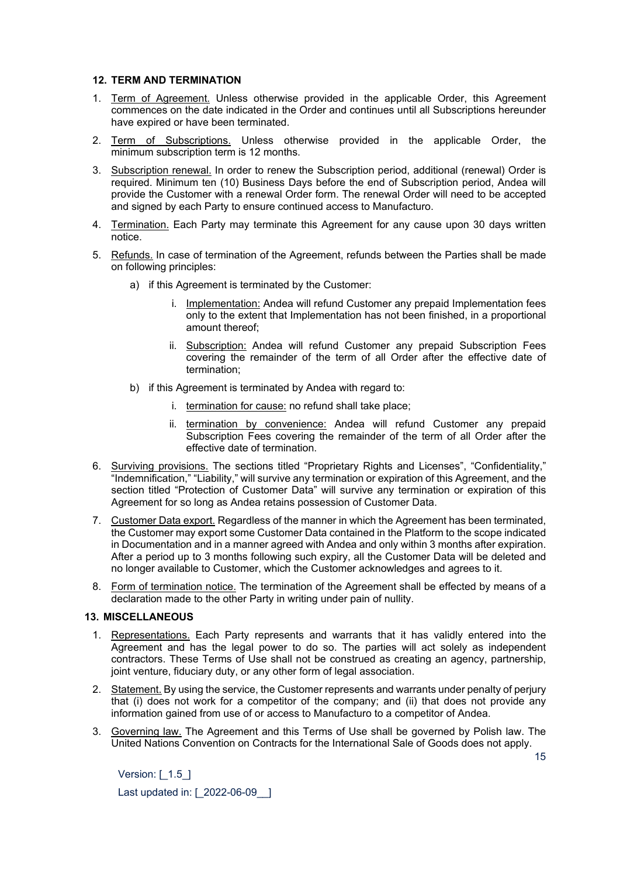## 12. TERM AND TERMINATION

1. Term of Agreement. Unless otherwise provided in the applicable Order, this Agreement commences on the date indicated in the Order and continues until all Subscriptions hereunder have expired or have been terminated.
2. Term of Subscriptions. Unless otherwise provided in the applicable Order, the minimum subscription term is 12 months.
3. Subscription renewal. In order to renew the Subscription period, additional (renewal) Order is required. Minimum ten (10) Business Days before the end of Subscription period, Andea will provide the Customer with a renewal Order form. The renewal Order will need to be accepted and signed by each Party to ensure continued access to Manufacturo.
4. Termination. Each Party may terminate this Agreement for any cause upon 30 days written notice.
5. Refunds. In case of termination of the Agreement, refunds between the Parties shall be made on following principles:
    a) if this Agreement is terminated by the Customer:
        i. Implementation: Andea will refund Customer any prepaid Implementation fees only to the extent that Implementation has not been finished, in a proportional amount thereof;
        ii. Subscription: Andea will refund Customer any prepaid Subscription Fees covering the remainder of the term of all Order after the effective date of termination;
    b) if this Agreement is terminated by Andea with regard to:
        i. termination for cause: no refund shall take place;
        ii. termination by convenience: Andea will refund Customer any prepaid Subscription Fees covering the remainder of the term of all Order after the effective date of termination.
6. Surviving provisions. The sections titled "Proprietary Rights and Licenses", "Confidentiality," "Indemnification," "Liability," will survive any termination or expiration of this Agreement, and the section titled "Protection of Customer Data" will survive any termination or expiration of this Agreement for so long as Andea retains possession of Customer Data.
7. Customer Data export. Regardless of the manner in which the Agreement has been terminated, the Customer may export some Customer Data contained in the Platform to the scope indicated in Documentation and in a manner agreed with Andea and only within 3 months after expiration. After a period up to 3 months following such expiry, all the Customer Data will be deleted and no longer available to Customer, which the Customer acknowledges and agrees to it.
8. Form of termination notice. The termination of the Agreement shall be effected by means of a declaration made to the other Party in writing under pain of nullity.

## 13. MISCELLANEOUS

1. Representations. Each Party represents and warrants that it has validly entered into the Agreement and has the legal power to do so. The parties will act solely as independent contractors. These Terms of Use shall not be construed as creating an agency, partnership, joint venture, fiduciary duty, or any other form of legal association.
2. Statement. By using the service, the Customer represents and warrants under penalty of perjury that (i) does not work for a competitor of the company; and (ii) that does not provide any information gained from use of or access to Manufacturo to a competitor of Andea.
3. Governing law. The Agreement and this Terms of Use shall be governed by Polish law. The United Nations Convention on Contracts for the International Sale of Goods does not apply.

Version: [_1.5_]

Last updated in: [_2022-06-09__]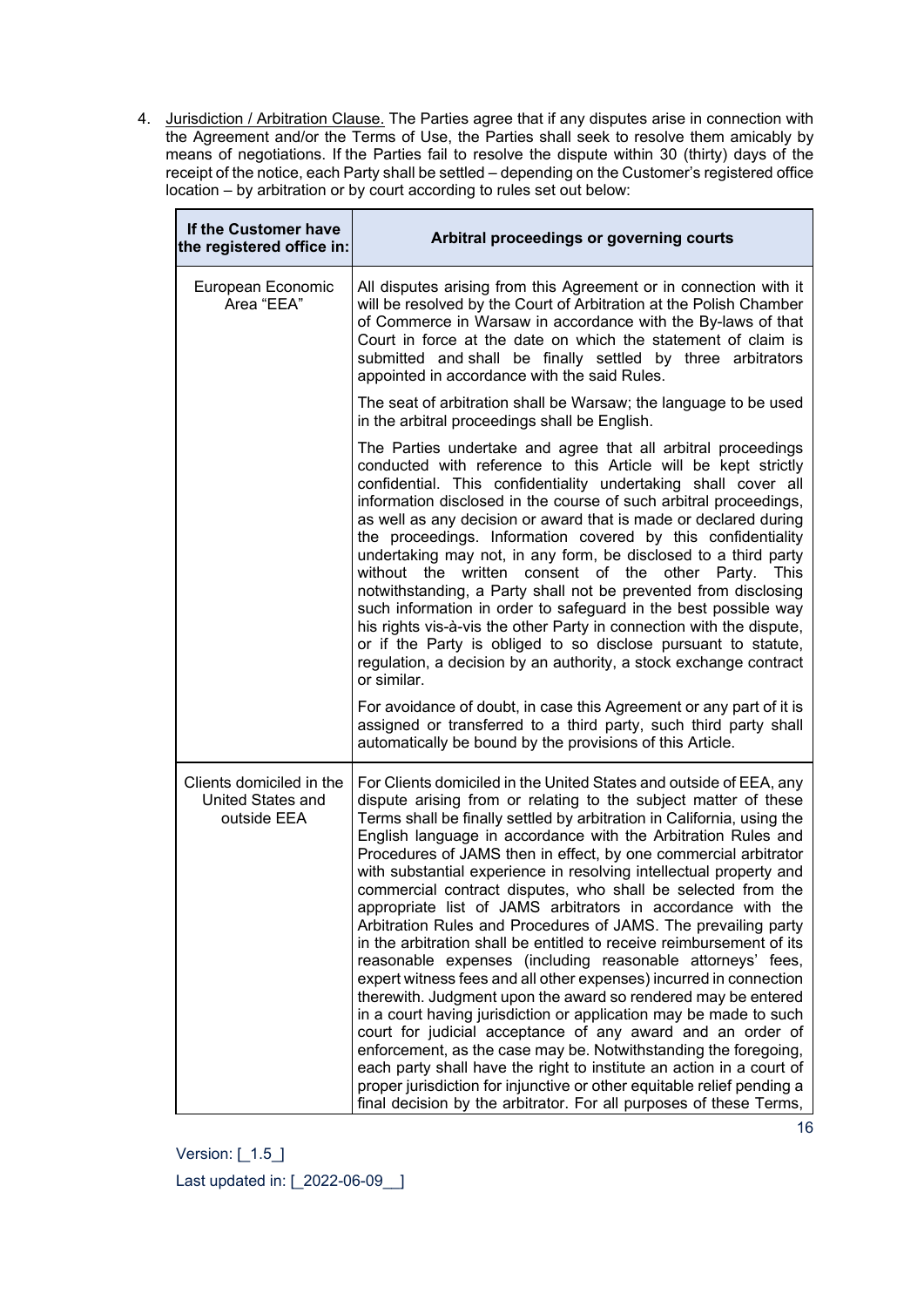4. Jurisdiction / Arbitration Clause. The Parties agree that if any disputes arise in connection with the Agreement and/or the Terms of Use, the Parties shall seek to resolve them amicably by means of negotiations. If the Parties fail to resolve the dispute within 30 (thirty) days of the receipt of the notice, each Party shall be settled – depending on the Customer's registered office location – by arbitration or by court according to rules set out below:

| If the Customer have the registered office in: | Arbitral proceedings or governing courts |
|---|---|
| European Economic Area "EEA" | All disputes arising from this Agreement or in connection with it will be resolved by the Court of Arbitration at the Polish Chamber of Commerce in Warsaw in accordance with the By-laws of that Court in force at the date on which the statement of claim is submitted and shall be finally settled by three arbitrators appointed in accordance with the said Rules.<br><br>The seat of arbitration shall be Warsaw; the language to be used in the arbitral proceedings shall be English.<br><br>The Parties undertake and agree that all arbitral proceedings conducted with reference to this Article will be kept strictly confidential. This confidentiality undertaking shall cover all information disclosed in the course of such arbitral proceedings, as well as any decision or award that is made or declared during the proceedings. Information covered by this confidentiality undertaking may not, in any form, be disclosed to a third party without the written consent of the other Party. This notwithstanding, a Party shall not be prevented from disclosing such information in order to safeguard in the best possible way his rights vis-à-vis the other Party in connection with the dispute, or if the Party is obliged to so disclose pursuant to statute, regulation, a decision by an authority, a stock exchange contract or similar.<br><br>For avoidance of doubt, in case this Agreement or any part of it is assigned or transferred to a third party, such third party shall automatically be bound by the provisions of this Article. |
| Clients domiciled in the United States and outside EEA | For Clients domiciled in the United States and outside of EEA, any dispute arising from or relating to the subject matter of these Terms shall be finally settled by arbitration in California, using the English language in accordance with the Arbitration Rules and Procedures of JAMS then in effect, by one commercial arbitrator with substantial experience in resolving intellectual property and commercial contract disputes, who shall be selected from the appropriate list of JAMS arbitrators in accordance with the Arbitration Rules and Procedures of JAMS. The prevailing party in the arbitration shall be entitled to receive reimbursement of its reasonable expenses (including reasonable attorneys' fees, expert witness fees and all other expenses) incurred in connection therewith. Judgment upon the award so rendered may be entered in a court having jurisdiction or application may be made to such court for judicial acceptance of any award and an order of enforcement, as the case may be. Notwithstanding the foregoing, each party shall have the right to institute an action in a court of proper jurisdiction for injunctive or other equitable relief pending a final decision by the arbitrator. For all purposes of these Terms, |

Version: [_1.5_]

Last updated in: [_2022-06-09__]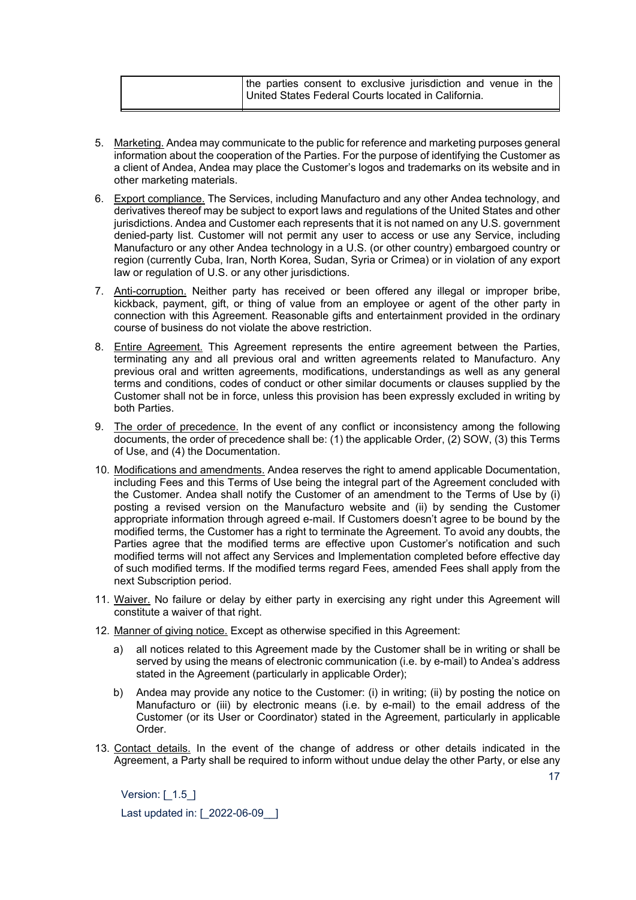| | the parties consent to exclusive jurisdiction and venue in the United States Federal Courts located in California. |
|---|---|

5. Marketing. Andea may communicate to the public for reference and marketing purposes general information about the cooperation of the Parties. For the purpose of identifying the Customer as a client of Andea, Andea may place the Customer's logos and trademarks on its website and in other marketing materials.
6. Export compliance. The Services, including Manufacturo and any other Andea technology, and derivatives thereof may be subject to export laws and regulations of the United States and other jurisdictions. Andea and Customer each represents that it is not named on any U.S. government denied-party list. Customer will not permit any user to access or use any Service, including Manufacturo or any other Andea technology in a U.S. (or other country) embargoed country or region (currently Cuba, Iran, North Korea, Sudan, Syria or Crimea) or in violation of any export law or regulation of U.S. or any other jurisdictions.
7. Anti-corruption. Neither party has received or been offered any illegal or improper bribe, kickback, payment, gift, or thing of value from an employee or agent of the other party in connection with this Agreement. Reasonable gifts and entertainment provided in the ordinary course of business do not violate the above restriction.
8. Entire Agreement. This Agreement represents the entire agreement between the Parties, terminating any and all previous oral and written agreements related to Manufacturo. Any previous oral and written agreements, modifications, understandings as well as any general terms and conditions, codes of conduct or other similar documents or clauses supplied by the Customer shall not be in force, unless this provision has been expressly excluded in writing by both Parties.
9. The order of precedence. In the event of any conflict or inconsistency among the following documents, the order of precedence shall be: (1) the applicable Order, (2) SOW, (3) this Terms of Use, and (4) the Documentation.
10. Modifications and amendments. Andea reserves the right to amend applicable Documentation, including Fees and this Terms of Use being the integral part of the Agreement concluded with the Customer. Andea shall notify the Customer of an amendment to the Terms of Use by (i) posting a revised version on the Manufacturo website and (ii) by sending the Customer appropriate information through agreed e-mail. If Customers doesn't agree to be bound by the modified terms, the Customer has a right to terminate the Agreement. To avoid any doubts, the Parties agree that the modified terms are effective upon Customer's notification and such modified terms will not affect any Services and Implementation completed before effective day of such modified terms. If the modified terms regard Fees, amended Fees shall apply from the next Subscription period.
11. Waiver. No failure or delay by either party in exercising any right under this Agreement will constitute a waiver of that right.
12. Manner of giving notice. Except as otherwise specified in this Agreement:
    a) all notices related to this Agreement made by the Customer shall be in writing or shall be served by using the means of electronic communication (i.e. by e-mail) to Andea's address stated in the Agreement (particularly in applicable Order);
    b) Andea may provide any notice to the Customer: (i) in writing; (ii) by posting the notice on Manufacturo or (iii) by electronic means (i.e. by e-mail) to the email address of the Customer (or its User or Coordinator) stated in the Agreement, particularly in applicable Order.
13. Contact details. In the event of the change of address or other details indicated in the Agreement, a Party shall be required to inform without undue delay the other Party, or else any

Version: [_1.5_]

Last updated in: [_2022-06-09__]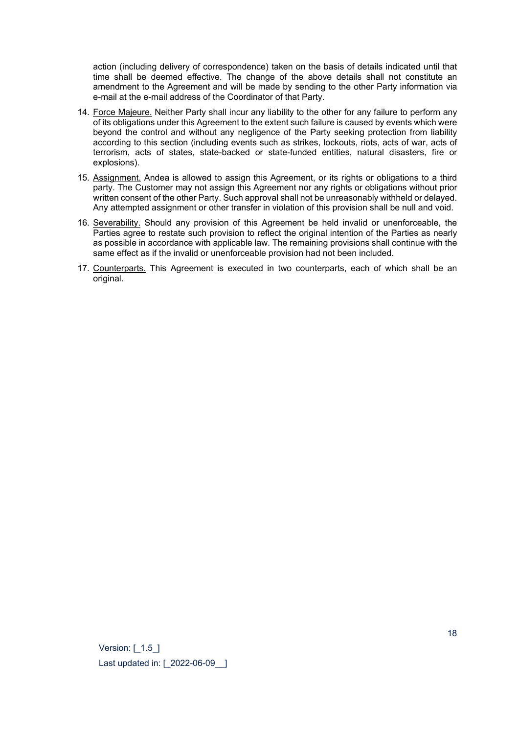action (including delivery of correspondence) taken on the basis of details indicated until that time shall be deemed effective. The change of the above details shall not constitute an amendment to the Agreement and will be made by sending to the other Party information via e-mail at the e-mail address of the Coordinator of that Party.

14. Force Majeure. Neither Party shall incur any liability to the other for any failure to perform any of its obligations under this Agreement to the extent such failure is caused by events which were beyond the control and without any negligence of the Party seeking protection from liability according to this section (including events such as strikes, lockouts, riots, acts of war, acts of terrorism, acts of states, state-backed or state-funded entities, natural disasters, fire or explosions).

15. Assignment. Andea is allowed to assign this Agreement, or its rights or obligations to a third party. The Customer may not assign this Agreement nor any rights or obligations without prior written consent of the other Party. Such approval shall not be unreasonably withheld or delayed. Any attempted assignment or other transfer in violation of this provision shall be null and void.

16. Severability. Should any provision of this Agreement be held invalid or unenforceable, the Parties agree to restate such provision to reflect the original intention of the Parties as nearly as possible in accordance with applicable law. The remaining provisions shall continue with the same effect as if the invalid or unenforceable provision had not been included.

17. Counterparts. This Agreement is executed in two counterparts, each of which shall be an original.

Version: [_1.5_]

Last updated in: [_2022-06-09__]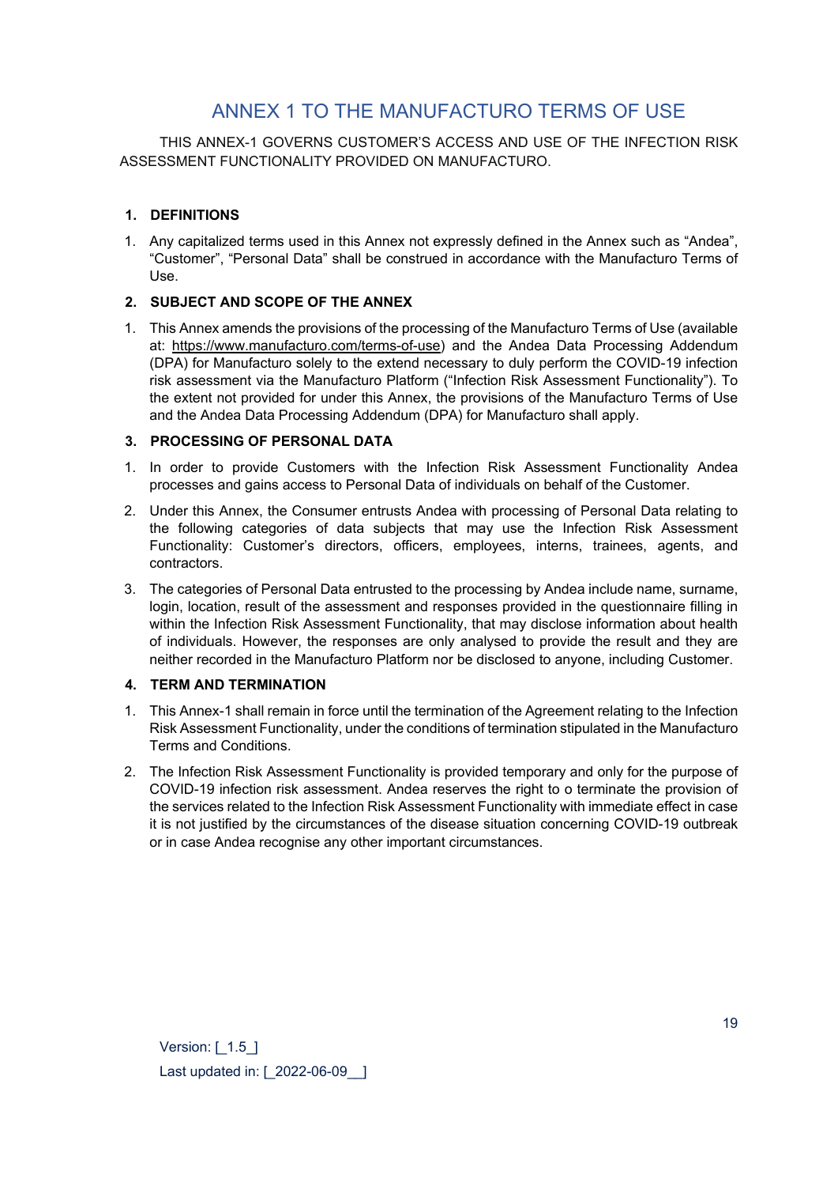# ANNEX 1 TO THE MANUFACTURO TERMS OF USE

THIS ANNEX-1 GOVERNS CUSTOMER'S ACCESS AND USE OF THE INFECTION RISK ASSESSMENT FUNCTIONALITY PROVIDED ON MANUFACTURO.

## 1. DEFINITIONS

1. Any capitalized terms used in this Annex not expressly defined in the Annex such as "Andea", "Customer", "Personal Data" shall be construed in accordance with the Manufacturo Terms of Use.

## 2. SUBJECT AND SCOPE OF THE ANNEX

1. This Annex amends the provisions of the processing of the Manufacturo Terms of Use (available at: https://www.manufacturo.com/terms-of-use) and the Andea Data Processing Addendum (DPA) for Manufacturo solely to the extend necessary to duly perform the COVID-19 infection risk assessment via the Manufacturo Platform ("Infection Risk Assessment Functionality"). To the extent not provided for under this Annex, the provisions of the Manufacturo Terms of Use and the Andea Data Processing Addendum (DPA) for Manufacturo shall apply.

## 3. PROCESSING OF PERSONAL DATA

1. In order to provide Customers with the Infection Risk Assessment Functionality Andea processes and gains access to Personal Data of individuals on behalf of the Customer.
2. Under this Annex, the Consumer entrusts Andea with processing of Personal Data relating to the following categories of data subjects that may use the Infection Risk Assessment Functionality: Customer's directors, officers, employees, interns, trainees, agents, and contractors.
3. The categories of Personal Data entrusted to the processing by Andea include name, surname, login, location, result of the assessment and responses provided in the questionnaire filling in within the Infection Risk Assessment Functionality, that may disclose information about health of individuals. However, the responses are only analysed to provide the result and they are neither recorded in the Manufacturo Platform nor be disclosed to anyone, including Customer.

## 4. TERM AND TERMINATION

1. This Annex-1 shall remain in force until the termination of the Agreement relating to the Infection Risk Assessment Functionality, under the conditions of termination stipulated in the Manufacturo Terms and Conditions.
2. The Infection Risk Assessment Functionality is provided temporary and only for the purpose of COVID-19 infection risk assessment. Andea reserves the right to o terminate the provision of the services related to the Infection Risk Assessment Functionality with immediate effect in case it is not justified by the circumstances of the disease situation concerning COVID-19 outbreak or in case Andea recognise any other important circumstances.

Version: [_1.5_]

Last updated in: [_2022-06-09__]